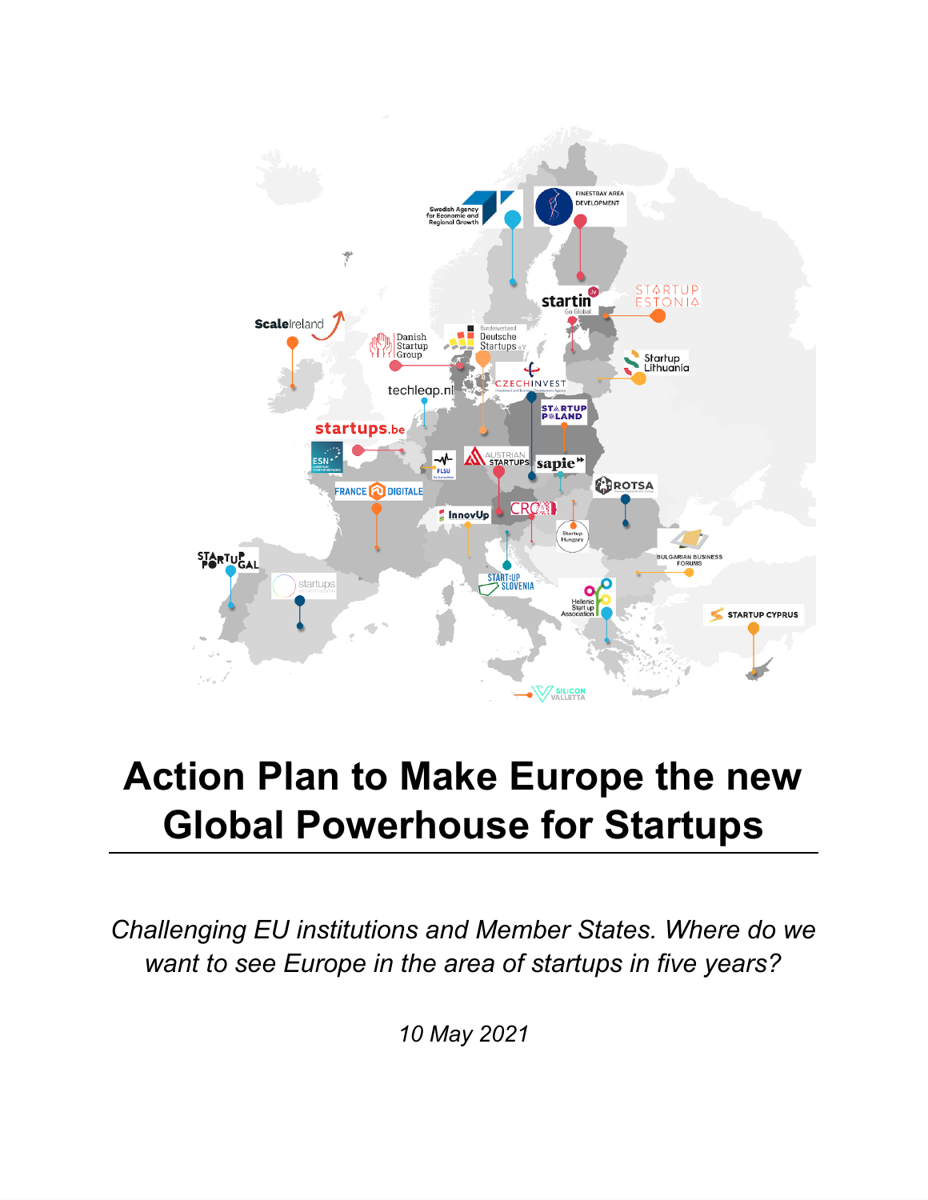# Action Plan to Make Europe the new Global Powerhouse for Startups

*Challenging EU institutions and Member States. Where do we want to see Europe in the area of startups in five years?*

*10 May 2021*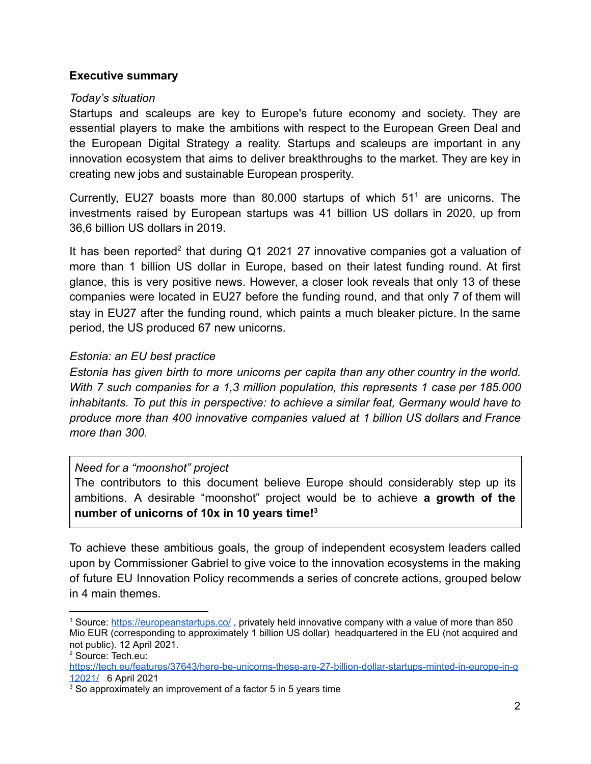**Executive summary**

*Today's situation*

Startups and scaleups are key to Europe's future economy and society. They are essential players to make the ambitions with respect to the European Green Deal and the European Digital Strategy a reality. Startups and scaleups are important in any innovation ecosystem that aims to deliver breakthroughs to the market. They are key in creating new jobs and sustainable European prosperity.

Currently, EU27 boasts more than 80.000 startups of which 51[1] are unicorns. The investments raised by European startups was 41 billion US dollars in 2020, up from 36,6 billion US dollars in 2019.

It has been reported[2] that during Q1 2021 27 innovative companies got a valuation of more than 1 billion US dollar in Europe, based on their latest funding round. At first glance, this is very positive news. However, a closer look reveals that only 13 of these companies were located in EU27 before the funding round, and that only 7 of them will stay in EU27 after the funding round, which paints a much bleaker picture. In the same period, the US produced 67 new unicorns.

*Estonia: an EU best practice*

*Estonia has given birth to more unicorns per capita than any other country in the world. With 7 such companies for a 1,3 million population, this represents 1 case per 185.000 inhabitants. To put this in perspective: to achieve a similar feat, Germany would have to produce more than 400 innovative companies valued at 1 billion US dollars and France more than 300.*

> *Need for a "moonshot" project*
>
> The contributors to this document believe Europe should considerably step up its ambitions. A desirable "moonshot" project would be to achieve **a growth of the number of unicorns of 10x in 10 years time!**[3]

To achieve these ambitious goals, the group of independent ecosystem leaders called upon by Commissioner Gabriel to give voice to the innovation ecosystems in the making of future EU Innovation Policy recommends a series of concrete actions, grouped below in 4 main themes.

---

[1] Source: https://europeanstartups.co/ , privately held innovative company with a value of more than 850 Mio EUR (corresponding to approximately 1 billion US dollar) headquartered in the EU (not acquired and not public). 12 April 2021.

[2] Source: Tech.eu: https://tech.eu/features/37643/here-be-unicorns-these-are-27-billion-dollar-startups-minted-in-europe-in-q12021/ 6 April 2021

[3] So approximately an improvement of a factor 5 in 5 years time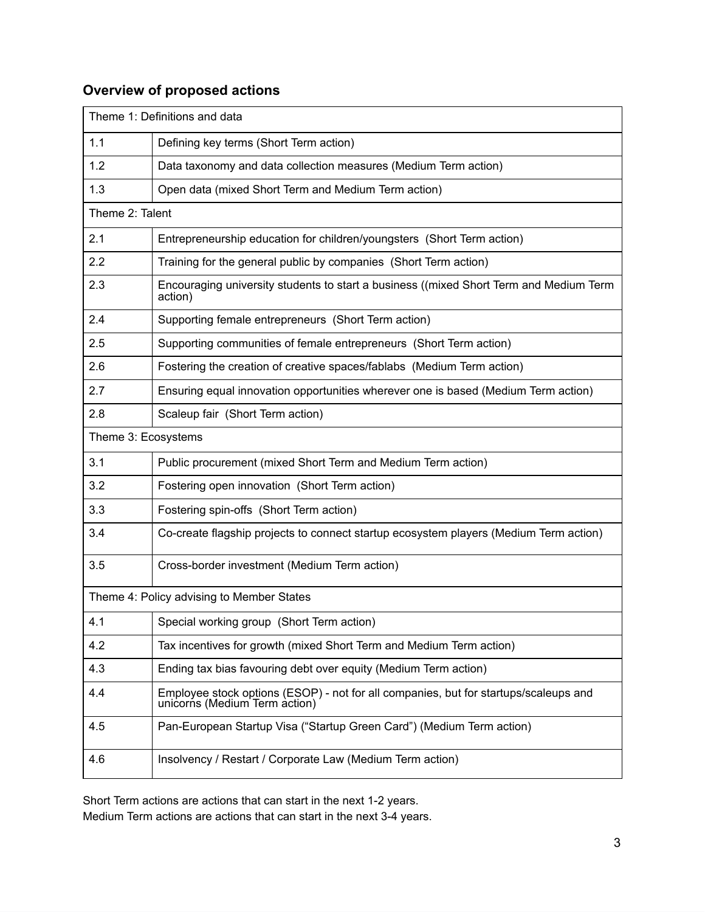## Overview of proposed actions

| Theme 1: Definitions and data | |
|---|---|
| 1.1 | Defining key terms (Short Term action) |
| 1.2 | Data taxonomy and data collection measures (Medium Term action) |
| 1.3 | Open data (mixed Short Term and Medium Term action) |
| Theme 2: Talent | |
| 2.1 | Entrepreneurship education for children/youngsters (Short Term action) |
| 2.2 | Training for the general public by companies (Short Term action) |
| 2.3 | Encouraging university students to start a business ((mixed Short Term and Medium Term action) |
| 2.4 | Supporting female entrepreneurs (Short Term action) |
| 2.5 | Supporting communities of female entrepreneurs (Short Term action) |
| 2.6 | Fostering the creation of creative spaces/fablabs (Medium Term action) |
| 2.7 | Ensuring equal innovation opportunities wherever one is based (Medium Term action) |
| 2.8 | Scaleup fair (Short Term action) |
| Theme 3: Ecosystems | |
| 3.1 | Public procurement (mixed Short Term and Medium Term action) |
| 3.2 | Fostering open innovation (Short Term action) |
| 3.3 | Fostering spin-offs (Short Term action) |
| 3.4 | Co-create flagship projects to connect startup ecosystem players (Medium Term action) |
| 3.5 | Cross-border investment (Medium Term action) |
| Theme 4: Policy advising to Member States | |
| 4.1 | Special working group (Short Term action) |
| 4.2 | Tax incentives for growth (mixed Short Term and Medium Term action) |
| 4.3 | Ending tax bias favouring debt over equity (Medium Term action) |
| 4.4 | Employee stock options (ESOP) - not for all companies, but for startups/scaleups and unicorns (Medium Term action) |
| 4.5 | Pan-European Startup Visa ("Startup Green Card") (Medium Term action) |
| 4.6 | Insolvency / Restart / Corporate Law (Medium Term action) |

Short Term actions are actions that can start in the next 1-2 years.
Medium Term actions are actions that can start in the next 3-4 years.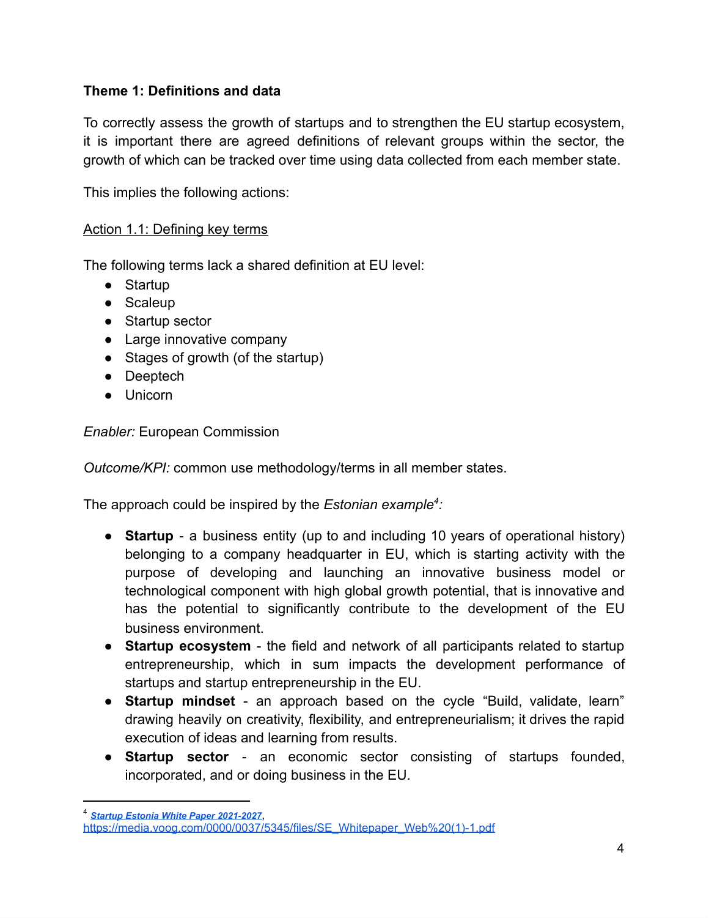**Theme 1: Definitions and data**

To correctly assess the growth of startups and to strengthen the EU startup ecosystem, it is important there are agreed definitions of relevant groups within the sector, the growth of which can be tracked over time using data collected from each member state.

This implies the following actions:

Action 1.1: Defining key terms

The following terms lack a shared definition at EU level:

- Startup
- Scaleup
- Startup sector
- Large innovative company
- Stages of growth (of the startup)
- Deeptech
- Unicorn

*Enabler:* European Commission

*Outcome/KPI:* common use methodology/terms in all member states.

The approach could be inspired by the *Estonian example*[4]*:*

- **Startup** - a business entity (up to and including 10 years of operational history) belonging to a company headquarter in EU, which is starting activity with the purpose of developing and launching an innovative business model or technological component with high global growth potential, that is innovative and has the potential to significantly contribute to the development of the EU business environment.
- **Startup ecosystem** - the field and network of all participants related to startup entrepreneurship, which in sum impacts the development performance of startups and startup entrepreneurship in the EU.
- **Startup mindset** - an approach based on the cycle "Build, validate, learn" drawing heavily on creativity, flexibility, and entrepreneurialism; it drives the rapid execution of ideas and learning from results.
- **Startup sector** - an economic sector consisting of startups founded, incorporated, and or doing business in the EU.

[4] ***Startup Estonia White Paper 2021-2027***, https://media.voog.com/0000/0037/5345/files/SE_Whitepaper_Web%20(1)-1.pdf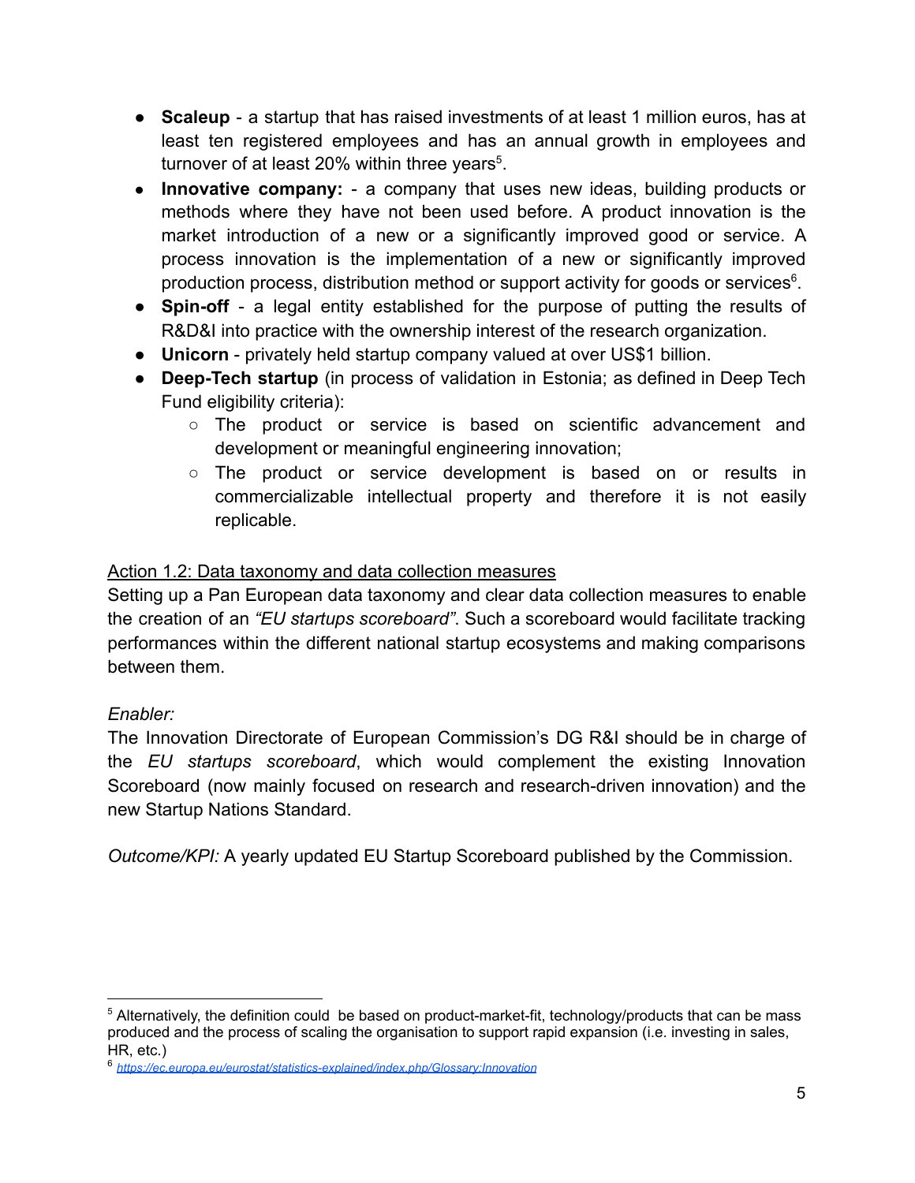- **Scaleup** - a startup that has raised investments of at least 1 million euros, has at least ten registered employees and has an annual growth in employees and turnover of at least 20% within three years[5].
- **Innovative company:** - a company that uses new ideas, building products or methods where they have not been used before. A product innovation is the market introduction of a new or a significantly improved good or service. A process innovation is the implementation of a new or significantly improved production process, distribution method or support activity for goods or services[6].
- **Spin-off** - a legal entity established for the purpose of putting the results of R&D&I into practice with the ownership interest of the research organization.
- **Unicorn** - privately held startup company valued at over US$1 billion.
- **Deep-Tech startup** (in process of validation in Estonia; as defined in Deep Tech Fund eligibility criteria):
  - The product or service is based on scientific advancement and development or meaningful engineering innovation;
  - The product or service development is based on or results in commercializable intellectual property and therefore it is not easily replicable.

<u>Action 1.2: Data taxonomy and data collection measures</u>

Setting up a Pan European data taxonomy and clear data collection measures to enable the creation of an *"EU startups scoreboard"*. Such a scoreboard would facilitate tracking performances within the different national startup ecosystems and making comparisons between them.

*Enabler:*

The Innovation Directorate of European Commission's DG R&I should be in charge of the *EU startups scoreboard*, which would complement the existing Innovation Scoreboard (now mainly focused on research and research-driven innovation) and the new Startup Nations Standard.

*Outcome/KPI:* A yearly updated EU Startup Scoreboard published by the Commission.

---

[5] Alternatively, the definition could be based on product-market-fit, technology/products that can be mass produced and the process of scaling the organisation to support rapid expansion (i.e. investing in sales, HR, etc.)

[6] https://ec.europa.eu/eurostat/statistics-explained/index.php/Glossary:Innovation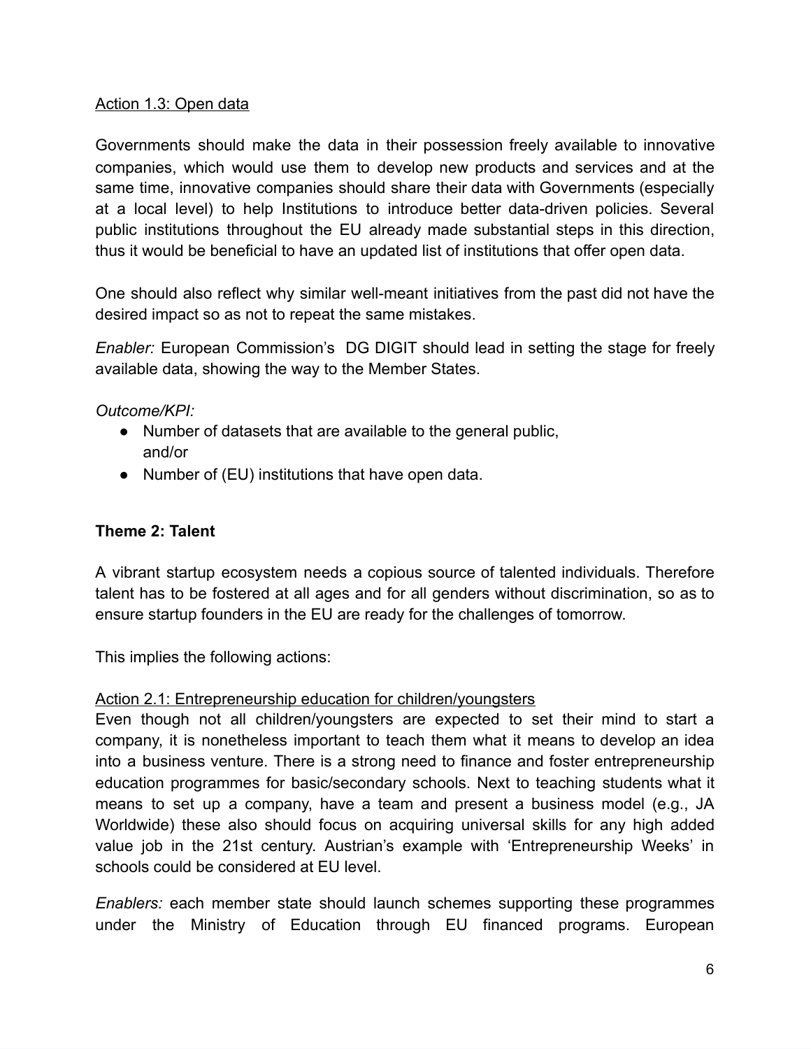Action 1.3: Open data

Governments should make the data in their possession freely available to innovative companies, which would use them to develop new products and services and at the same time, innovative companies should share their data with Governments (especially at a local level) to help Institutions to introduce better data-driven policies. Several public institutions throughout the EU already made substantial steps in this direction, thus it would be beneficial to have an updated list of institutions that offer open data.

One should also reflect why similar well-meant initiatives from the past did not have the desired impact so as not to repeat the same mistakes.

*Enabler:* European Commission's DG DIGIT should lead in setting the stage for freely available data, showing the way to the Member States.

*Outcome/KPI:*

- Number of datasets that are available to the general public, and/or
- Number of (EU) institutions that have open data.

## Theme 2: Talent

A vibrant startup ecosystem needs a copious source of talented individuals. Therefore talent has to be fostered at all ages and for all genders without discrimination, so as to ensure startup founders in the EU are ready for the challenges of tomorrow.

This implies the following actions:

Action 2.1: Entrepreneurship education for children/youngsters

Even though not all children/youngsters are expected to set their mind to start a company, it is nonetheless important to teach them what it means to develop an idea into a business venture. There is a strong need to finance and foster entrepreneurship education programmes for basic/secondary schools. Next to teaching students what it means to set up a company, have a team and present a business model (e.g., JA Worldwide) these also should focus on acquiring universal skills for any high added value job in the 21st century. Austrian's example with 'Entrepreneurship Weeks' in schools could be considered at EU level.

*Enablers:* each member state should launch schemes supporting these programmes under the Ministry of Education through EU financed programs. European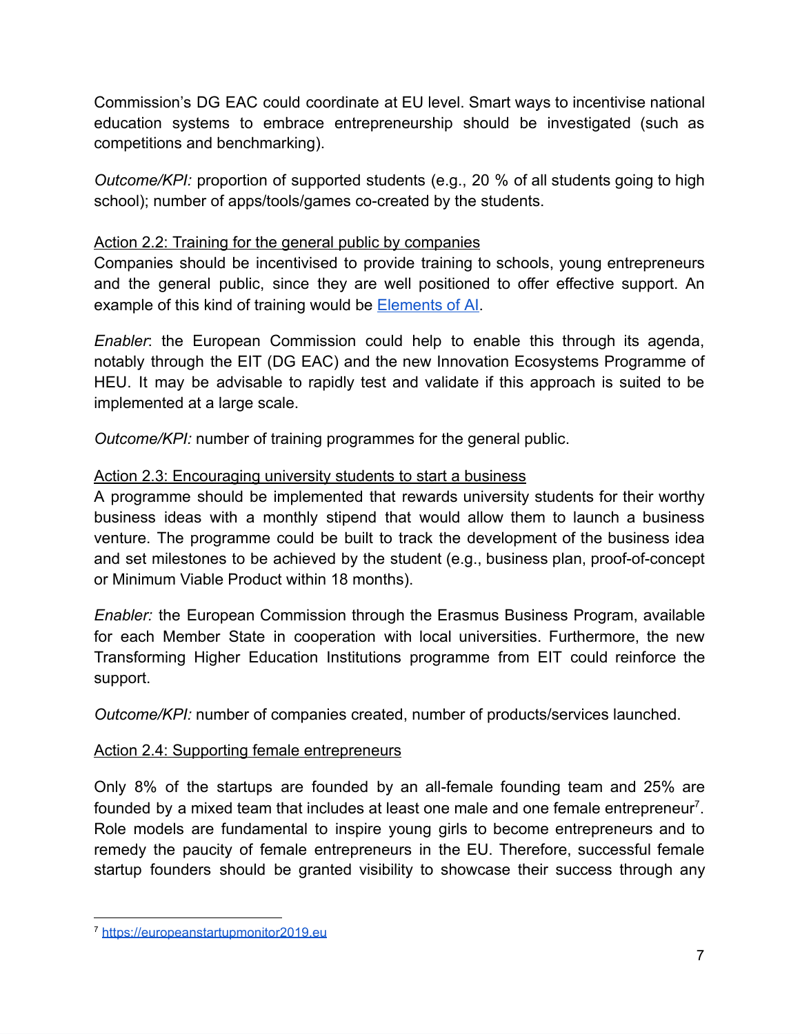Commission's DG EAC could coordinate at EU level. Smart ways to incentivise national education systems to embrace entrepreneurship should be investigated (such as competitions and benchmarking).

*Outcome/KPI:* proportion of supported students (e.g., 20 % of all students going to high school); number of apps/tools/games co-created by the students.

<u>Action 2.2: Training for the general public by companies</u>

Companies should be incentivised to provide training to schools, young entrepreneurs and the general public, since they are well positioned to offer effective support. An example of this kind of training would be [Elements of AI](Elements of AI).

*Enabler*: the European Commission could help to enable this through its agenda, notably through the EIT (DG EAC) and the new Innovation Ecosystems Programme of HEU. It may be advisable to rapidly test and validate if this approach is suited to be implemented at a large scale.

*Outcome/KPI:* number of training programmes for the general public.

<u>Action 2.3: Encouraging university students to start a business</u>

A programme should be implemented that rewards university students for their worthy business ideas with a monthly stipend that would allow them to launch a business venture. The programme could be built to track the development of the business idea and set milestones to be achieved by the student (e.g., business plan, proof-of-concept or Minimum Viable Product within 18 months).

*Enabler:* the European Commission through the Erasmus Business Program, available for each Member State in cooperation with local universities. Furthermore, the new Transforming Higher Education Institutions programme from EIT could reinforce the support.

*Outcome/KPI:* number of companies created, number of products/services launched.

<u>Action 2.4: Supporting female entrepreneurs</u>

Only 8% of the startups are founded by an all-female founding team and 25% are founded by a mixed team that includes at least one male and one female entrepreneur[7]. Role models are fundamental to inspire young girls to become entrepreneurs and to remedy the paucity of female entrepreneurs in the EU. Therefore, successful female startup founders should be granted visibility to showcase their success through any

---

[7] https://europeanstartupmonitor2019.eu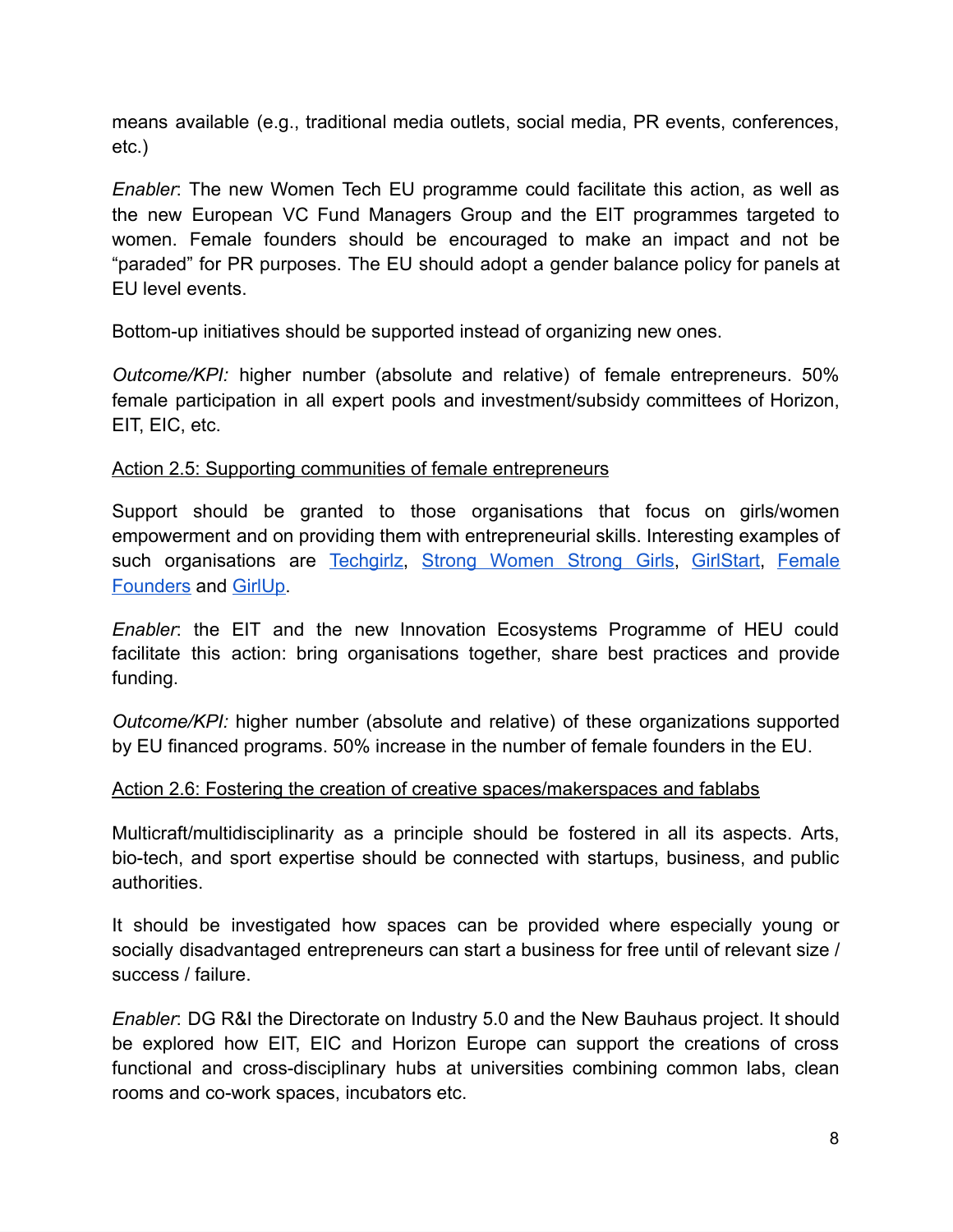means available (e.g., traditional media outlets, social media, PR events, conferences, etc.)

*Enabler*: The new Women Tech EU programme could facilitate this action, as well as the new European VC Fund Managers Group and the EIT programmes targeted to women. Female founders should be encouraged to make an impact and not be "paraded" for PR purposes. The EU should adopt a gender balance policy for panels at EU level events.

Bottom-up initiatives should be supported instead of organizing new ones.

*Outcome/KPI:* higher number (absolute and relative) of female entrepreneurs. 50% female participation in all expert pools and investment/subsidy committees of Horizon, EIT, EIC, etc.

<u>Action 2.5: Supporting communities of female entrepreneurs</u>

Support should be granted to those organisations that focus on girls/women empowerment and on providing them with entrepreneurial skills. Interesting examples of such organisations are Techgirlz, Strong Women Strong Girls, GirlStart, Female Founders and GirlUp.

*Enabler*: the EIT and the new Innovation Ecosystems Programme of HEU could facilitate this action: bring organisations together, share best practices and provide funding.

*Outcome/KPI:* higher number (absolute and relative) of these organizations supported by EU financed programs. 50% increase in the number of female founders in the EU.

<u>Action 2.6: Fostering the creation of creative spaces/makerspaces and fablabs</u>

Multicraft/multidisciplinarity as a principle should be fostered in all its aspects. Arts, bio-tech, and sport expertise should be connected with startups, business, and public authorities.

It should be investigated how spaces can be provided where especially young or socially disadvantaged entrepreneurs can start a business for free until of relevant size / success / failure.

*Enabler*: DG R&I the Directorate on Industry 5.0 and the New Bauhaus project. It should be explored how EIT, EIC and Horizon Europe can support the creations of cross functional and cross-disciplinary hubs at universities combining common labs, clean rooms and co-work spaces, incubators etc.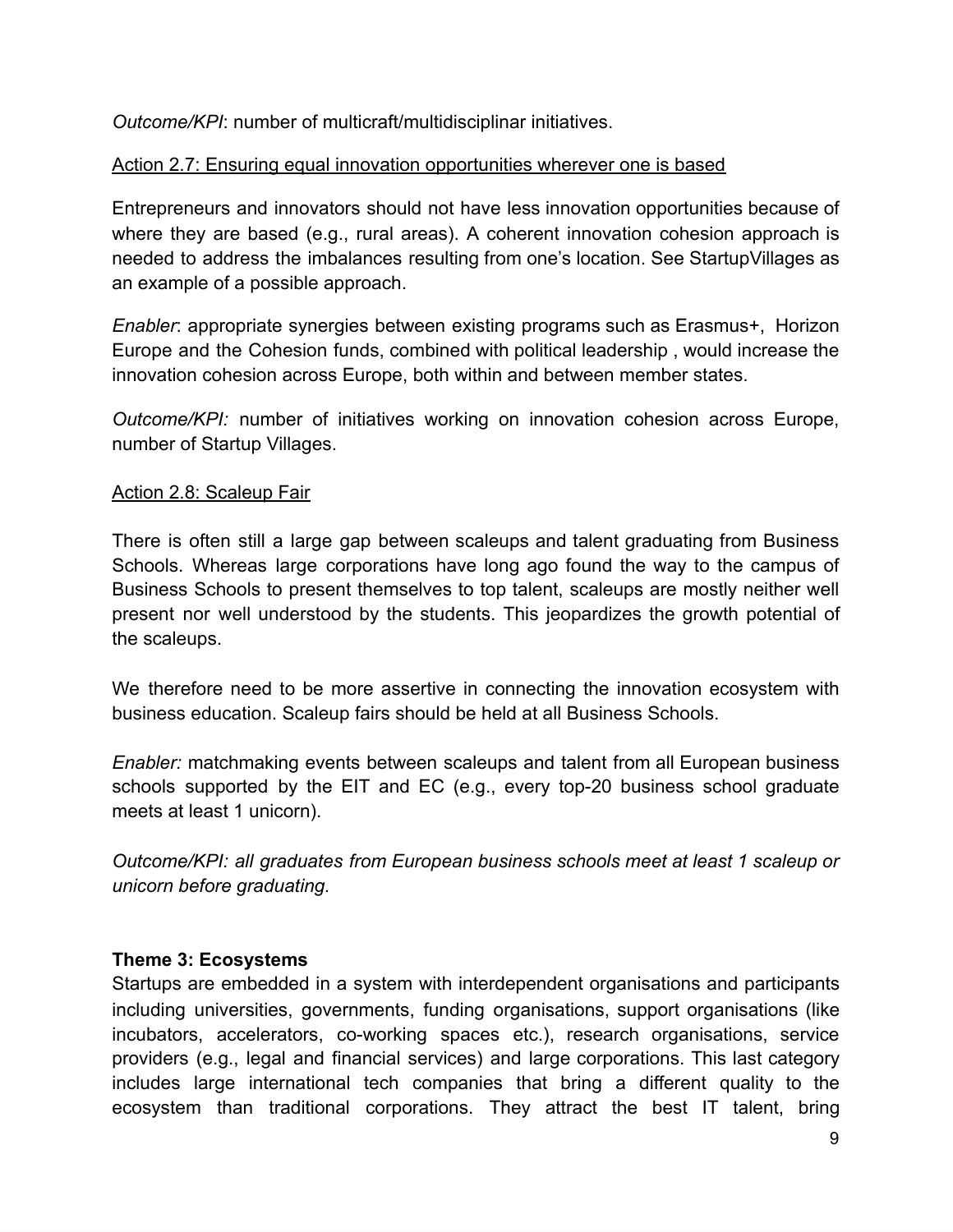*Outcome/KPI*: number of multicraft/multidisciplinar initiatives.

Action 2.7: Ensuring equal innovation opportunities wherever one is based

Entrepreneurs and innovators should not have less innovation opportunities because of where they are based (e.g., rural areas). A coherent innovation cohesion approach is needed to address the imbalances resulting from one's location. See StartupVillages as an example of a possible approach.

*Enabler*: appropriate synergies between existing programs such as Erasmus+, Horizon Europe and the Cohesion funds, combined with political leadership , would increase the innovation cohesion across Europe, both within and between member states.

*Outcome/KPI:* number of initiatives working on innovation cohesion across Europe, number of Startup Villages.

Action 2.8: Scaleup Fair

There is often still a large gap between scaleups and talent graduating from Business Schools. Whereas large corporations have long ago found the way to the campus of Business Schools to present themselves to top talent, scaleups are mostly neither well present nor well understood by the students. This jeopardizes the growth potential of the scaleups.

We therefore need to be more assertive in connecting the innovation ecosystem with business education. Scaleup fairs should be held at all Business Schools.

*Enabler:* matchmaking events between scaleups and talent from all European business schools supported by the EIT and EC (e.g., every top-20 business school graduate meets at least 1 unicorn).

*Outcome/KPI: all graduates from European business schools meet at least 1 scaleup or unicorn before graduating.*

**Theme 3: Ecosystems**

Startups are embedded in a system with interdependent organisations and participants including universities, governments, funding organisations, support organisations (like incubators, accelerators, co-working spaces etc.), research organisations, service providers (e.g., legal and financial services) and large corporations. This last category includes large international tech companies that bring a different quality to the ecosystem than traditional corporations. They attract the best IT talent, bring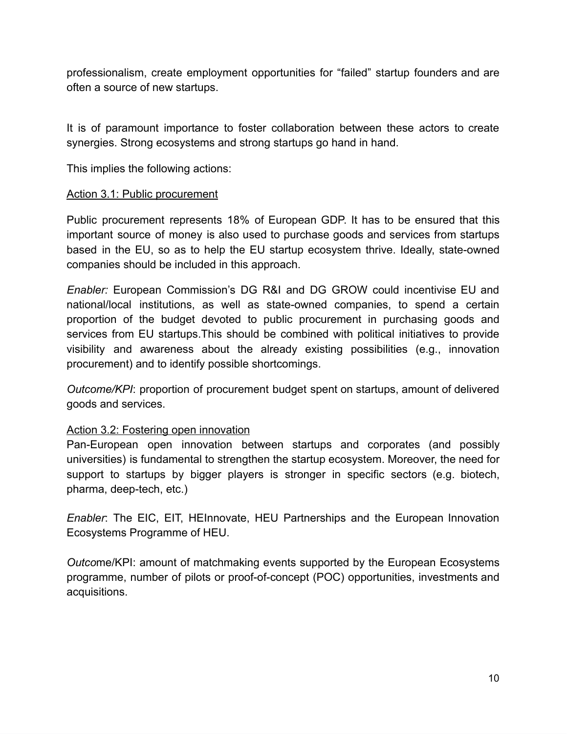professionalism, create employment opportunities for "failed" startup founders and are often a source of new startups.

It is of paramount importance to foster collaboration between these actors to create synergies. Strong ecosystems and strong startups go hand in hand.

This implies the following actions:

<u>Action 3.1: Public procurement</u>

Public procurement represents 18% of European GDP. It has to be ensured that this important source of money is also used to purchase goods and services from startups based in the EU, so as to help the EU startup ecosystem thrive. Ideally, state-owned companies should be included in this approach.

*Enabler:* European Commission's DG R&I and DG GROW could incentivise EU and national/local institutions, as well as state-owned companies, to spend a certain proportion of the budget devoted to public procurement in purchasing goods and services from EU startups.This should be combined with political initiatives to provide visibility and awareness about the already existing possibilities (e.g., innovation procurement) and to identify possible shortcomings.

*Outcome/KPI*: proportion of procurement budget spent on startups, amount of delivered goods and services.

<u>Action 3.2: Fostering open innovation</u>

Pan-European open innovation between startups and corporates (and possibly universities) is fundamental to strengthen the startup ecosystem. Moreover, the need for support to startups by bigger players is stronger in specific sectors (e.g. biotech, pharma, deep-tech, etc.)

*Enabler*: The EIC, EIT, HEInnovate, HEU Partnerships and the European Innovation Ecosystems Programme of HEU.

*Outco*me/KPI: amount of matchmaking events supported by the European Ecosystems programme, number of pilots or proof-of-concept (POC) opportunities, investments and acquisitions.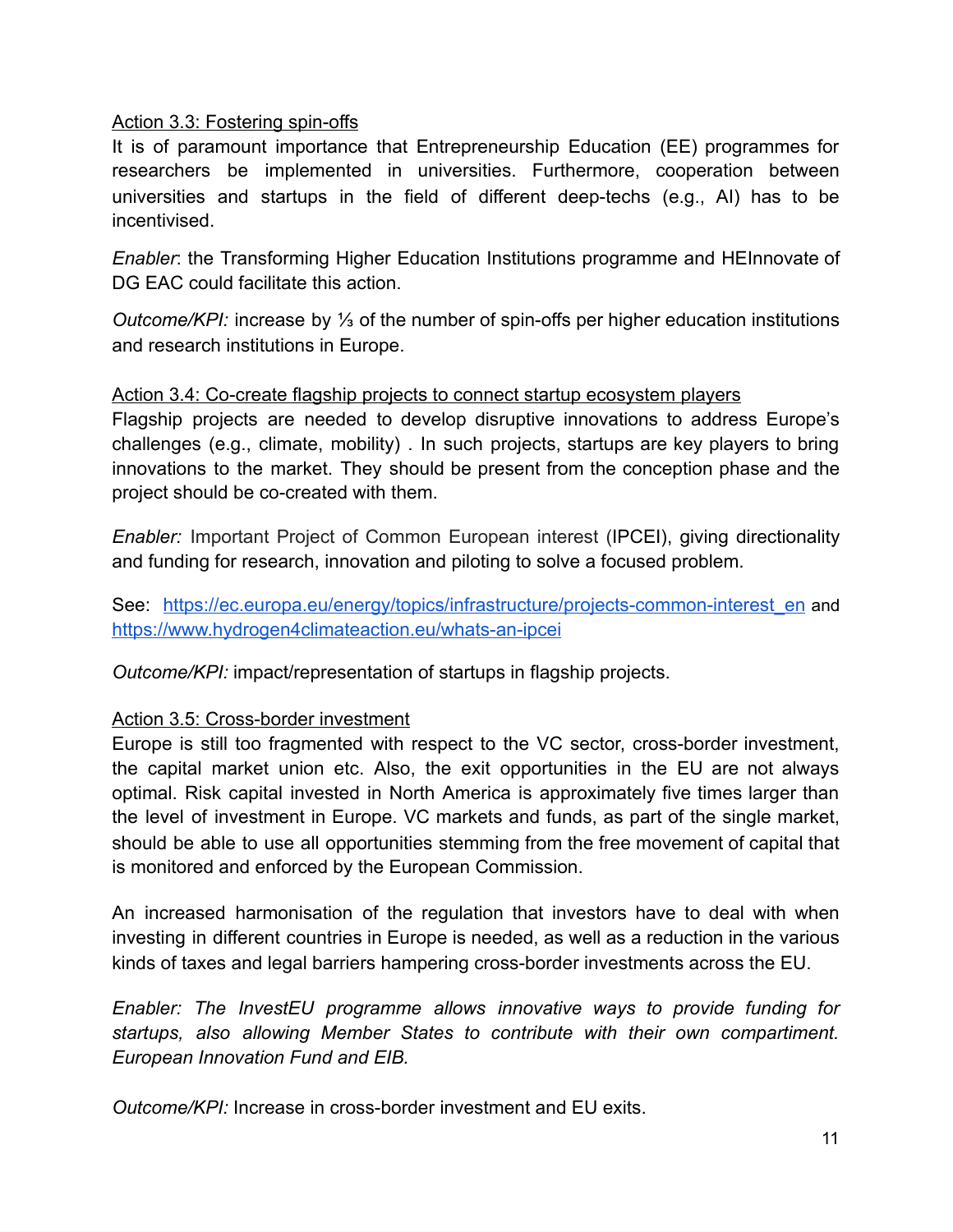Action 3.3: Fostering spin-offs

It is of paramount importance that Entrepreneurship Education (EE) programmes for researchers be implemented in universities. Furthermore, cooperation between universities and startups in the field of different deep-techs (e.g., AI) has to be incentivised.

*Enabler*: the Transforming Higher Education Institutions programme and HEInnovate of DG EAC could facilitate this action.

*Outcome/KPI:* increase by ⅓ of the number of spin-offs per higher education institutions and research institutions in Europe.

Action 3.4: Co-create flagship projects to connect startup ecosystem players

Flagship projects are needed to develop disruptive innovations to address Europe's challenges (e.g., climate, mobility) . In such projects, startups are key players to bring innovations to the market. They should be present from the conception phase and the project should be co-created with them.

*Enabler:* Important Project of Common European interest (IPCEI), giving directionality and funding for research, innovation and piloting to solve a focused problem.

See: [https://ec.europa.eu/energy/topics/infrastructure/projects-common-interest_en](https://ec.europa.eu/energy/topics/infrastructure/projects-common-interest_en) and [https://www.hydrogen4climateaction.eu/whats-an-ipcei](https://www.hydrogen4climateaction.eu/whats-an-ipcei)

*Outcome/KPI:* impact/representation of startups in flagship projects.

Action 3.5: Cross-border investment

Europe is still too fragmented with respect to the VC sector, cross-border investment, the capital market union etc. Also, the exit opportunities in the EU are not always optimal. Risk capital invested in North America is approximately five times larger than the level of investment in Europe. VC markets and funds, as part of the single market, should be able to use all opportunities stemming from the free movement of capital that is monitored and enforced by the European Commission.

An increased harmonisation of the regulation that investors have to deal with when investing in different countries in Europe is needed, as well as a reduction in the various kinds of taxes and legal barriers hampering cross-border investments across the EU.

*Enabler: The InvestEU programme allows innovative ways to provide funding for startups, also allowing Member States to contribute with their own compartiment. European Innovation Fund and EIB.*

*Outcome/KPI:* Increase in cross-border investment and EU exits.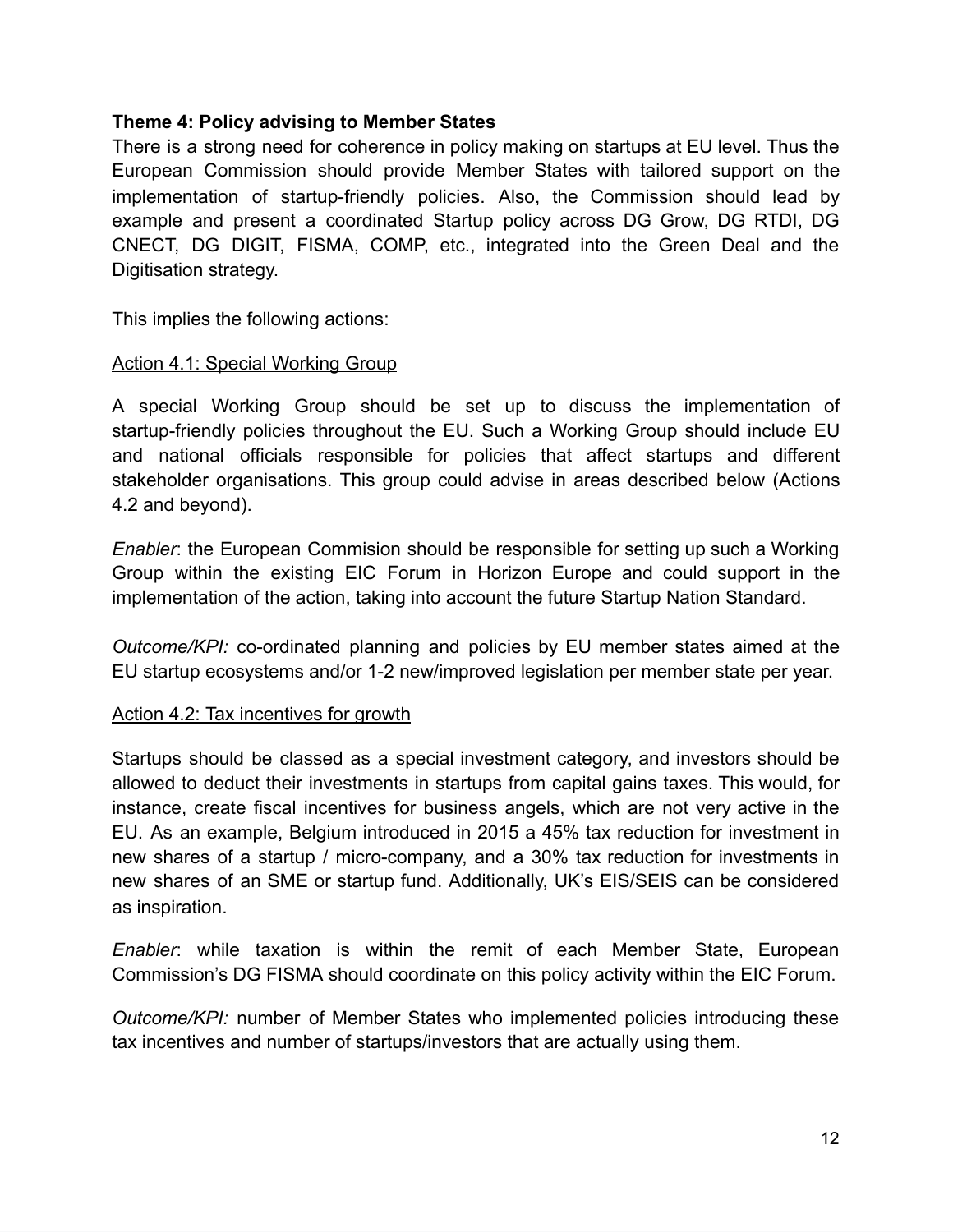**Theme 4: Policy advising to Member States**

There is a strong need for coherence in policy making on startups at EU level. Thus the European Commission should provide Member States with tailored support on the implementation of startup-friendly policies. Also, the Commission should lead by example and present a coordinated Startup policy across DG Grow, DG RTDI, DG CNECT, DG DIGIT, FISMA, COMP, etc., integrated into the Green Deal and the Digitisation strategy.

This implies the following actions:

Action 4.1: Special Working Group

A special Working Group should be set up to discuss the implementation of startup-friendly policies throughout the EU. Such a Working Group should include EU and national officials responsible for policies that affect startups and different stakeholder organisations. This group could advise in areas described below (Actions 4.2 and beyond).

*Enabler*: the European Commision should be responsible for setting up such a Working Group within the existing EIC Forum in Horizon Europe and could support in the implementation of the action, taking into account the future Startup Nation Standard.

*Outcome/KPI:* co-ordinated planning and policies by EU member states aimed at the EU startup ecosystems and/or 1-2 new/improved legislation per member state per year.

Action 4.2: Tax incentives for growth

Startups should be classed as a special investment category, and investors should be allowed to deduct their investments in startups from capital gains taxes. This would, for instance, create fiscal incentives for business angels, which are not very active in the EU. As an example, Belgium introduced in 2015 a 45% tax reduction for investment in new shares of a startup / micro-company, and a 30% tax reduction for investments in new shares of an SME or startup fund. Additionally, UK's EIS/SEIS can be considered as inspiration.

*Enabler*: while taxation is within the remit of each Member State, European Commission's DG FISMA should coordinate on this policy activity within the EIC Forum.

*Outcome/KPI:* number of Member States who implemented policies introducing these tax incentives and number of startups/investors that are actually using them.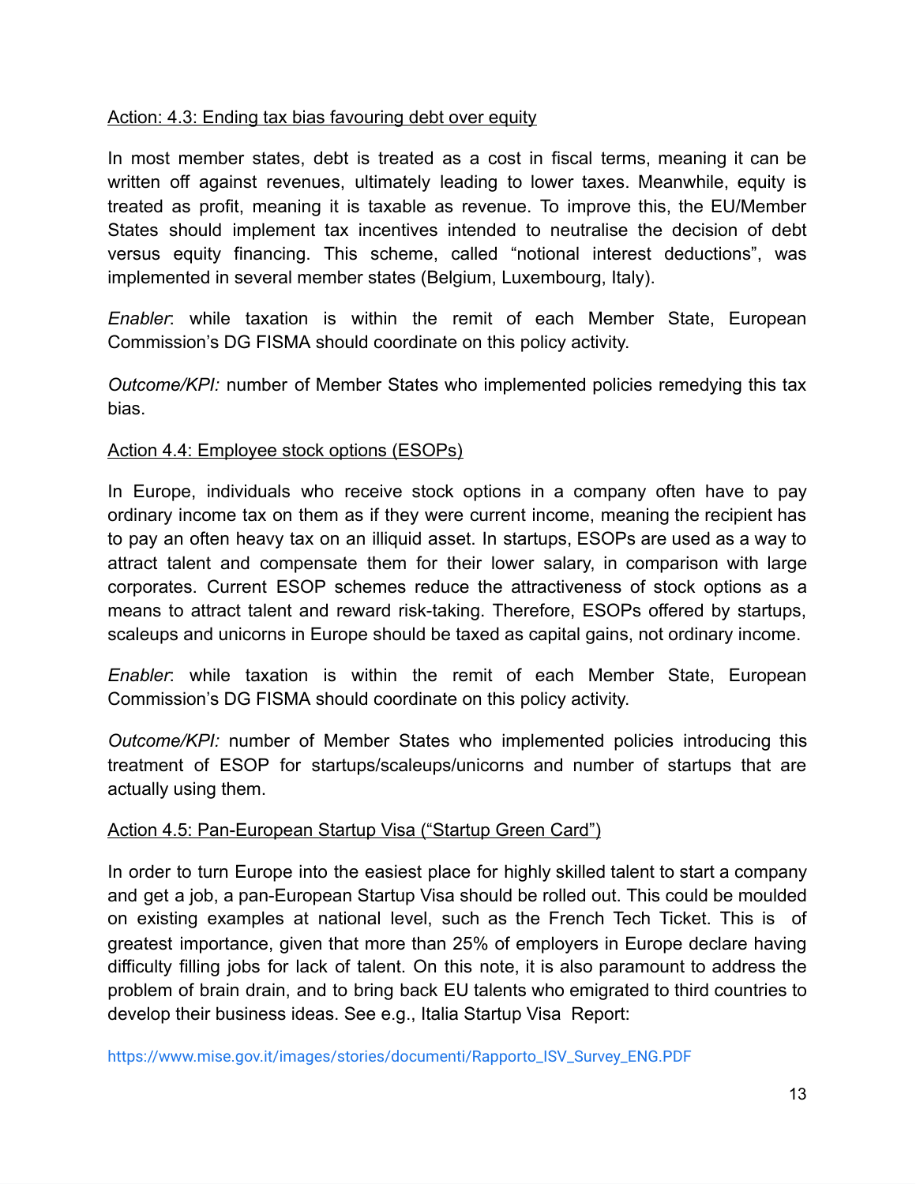<u>Action: 4.3: Ending tax bias favouring debt over equity</u>

In most member states, debt is treated as a cost in fiscal terms, meaning it can be written off against revenues, ultimately leading to lower taxes. Meanwhile, equity is treated as profit, meaning it is taxable as revenue. To improve this, the EU/Member States should implement tax incentives intended to neutralise the decision of debt versus equity financing. This scheme, called "notional interest deductions", was implemented in several member states (Belgium, Luxembourg, Italy).

*Enabler*: while taxation is within the remit of each Member State, European Commission's DG FISMA should coordinate on this policy activity.

*Outcome/KPI:* number of Member States who implemented policies remedying this tax bias.

<u>Action 4.4: Employee stock options (ESOPs)</u>

In Europe, individuals who receive stock options in a company often have to pay ordinary income tax on them as if they were current income, meaning the recipient has to pay an often heavy tax on an illiquid asset. In startups, ESOPs are used as a way to attract talent and compensate them for their lower salary, in comparison with large corporates. Current ESOP schemes reduce the attractiveness of stock options as a means to attract talent and reward risk-taking. Therefore, ESOPs offered by startups, scaleups and unicorns in Europe should be taxed as capital gains, not ordinary income.

*Enabler*: while taxation is within the remit of each Member State, European Commission's DG FISMA should coordinate on this policy activity.

*Outcome/KPI:* number of Member States who implemented policies introducing this treatment of ESOP for startups/scaleups/unicorns and number of startups that are actually using them.

<u>Action 4.5: Pan-European Startup Visa ("Startup Green Card")</u>

In order to turn Europe into the easiest place for highly skilled talent to start a company and get a job, a pan-European Startup Visa should be rolled out. This could be moulded on existing examples at national level, such as the French Tech Ticket. This is of greatest importance, given that more than 25% of employers in Europe declare having difficulty filling jobs for lack of talent. On this note, it is also paramount to address the problem of brain drain, and to bring back EU talents who emigrated to third countries to develop their business ideas. See e.g., Italia Startup Visa Report:

https://www.mise.gov.it/images/stories/documenti/Rapporto_ISV_Survey_ENG.PDF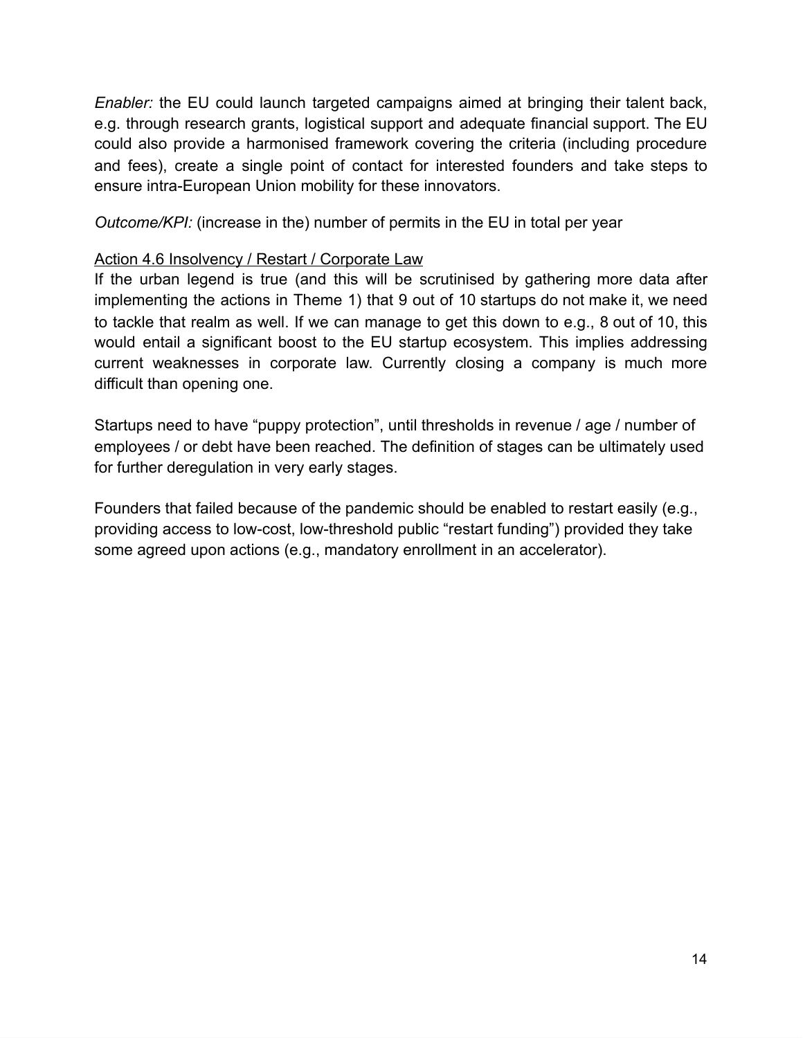*Enabler:* the EU could launch targeted campaigns aimed at bringing their talent back, e.g. through research grants, logistical support and adequate financial support. The EU could also provide a harmonised framework covering the criteria (including procedure and fees), create a single point of contact for interested founders and take steps to ensure intra-European Union mobility for these innovators.

*Outcome/KPI:* (increase in the) number of permits in the EU in total per year

<u>Action 4.6 Insolvency / Restart / Corporate Law</u>

If the urban legend is true (and this will be scrutinised by gathering more data after implementing the actions in Theme 1) that 9 out of 10 startups do not make it, we need to tackle that realm as well. If we can manage to get this down to e.g., 8 out of 10, this would entail a significant boost to the EU startup ecosystem. This implies addressing current weaknesses in corporate law. Currently closing a company is much more difficult than opening one.

Startups need to have "puppy protection", until thresholds in revenue / age / number of employees / or debt have been reached. The definition of stages can be ultimately used for further deregulation in very early stages.

Founders that failed because of the pandemic should be enabled to restart easily (e.g., providing access to low-cost, low-threshold public "restart funding") provided they take some agreed upon actions (e.g., mandatory enrollment in an accelerator).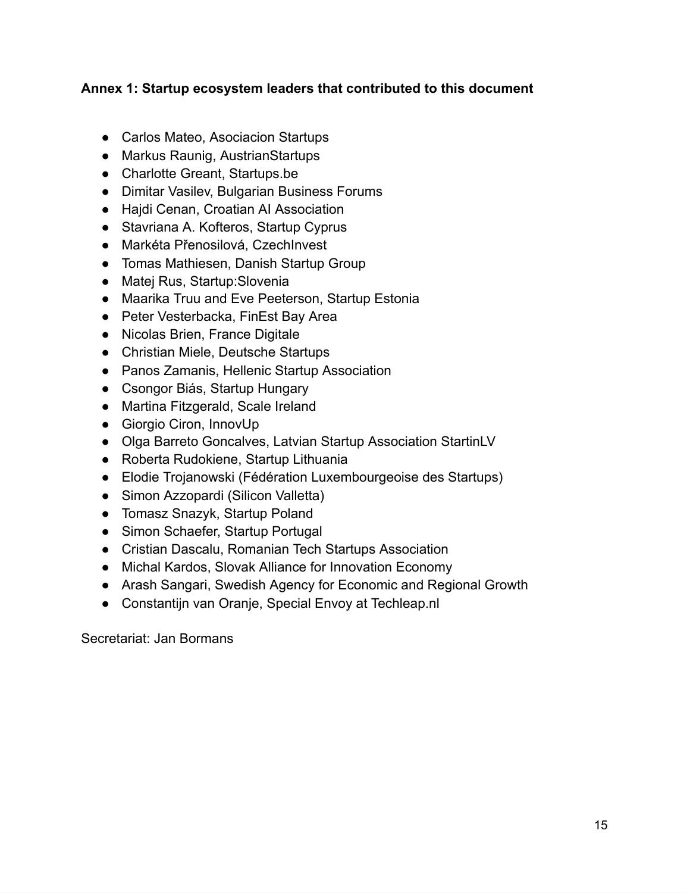**Annex 1: Startup ecosystem leaders that contributed to this document**

- Carlos Mateo, Asociacion Startups
- Markus Raunig, AustrianStartups
- Charlotte Greant, Startups.be
- Dimitar Vasilev, Bulgarian Business Forums
- Hajdi Cenan, Croatian AI Association
- Stavriana A. Kofteros, Startup Cyprus
- Markéta Přenosilová, CzechInvest
- Tomas Mathiesen, Danish Startup Group
- Matej Rus, Startup:Slovenia
- Maarika Truu and Eve Peeterson, Startup Estonia
- Peter Vesterbacka, FinEst Bay Area
- Nicolas Brien, France Digitale
- Christian Miele, Deutsche Startups
- Panos Zamanis, Hellenic Startup Association
- Csongor Biás, Startup Hungary
- Martina Fitzgerald, Scale Ireland
- Giorgio Ciron, InnovUp
- Olga Barreto Goncalves, Latvian Startup Association StartinLV
- Roberta Rudokiene, Startup Lithuania
- Elodie Trojanowski (Fédération Luxembourgeoise des Startups)
- Simon Azzopardi (Silicon Valletta)
- Tomasz Snazyk, Startup Poland
- Simon Schaefer, Startup Portugal
- Cristian Dascalu, Romanian Tech Startups Association
- Michal Kardos, Slovak Alliance for Innovation Economy
- Arash Sangari, Swedish Agency for Economic and Regional Growth
- Constantijn van Oranje, Special Envoy at Techleap.nl

Secretariat: Jan Bormans